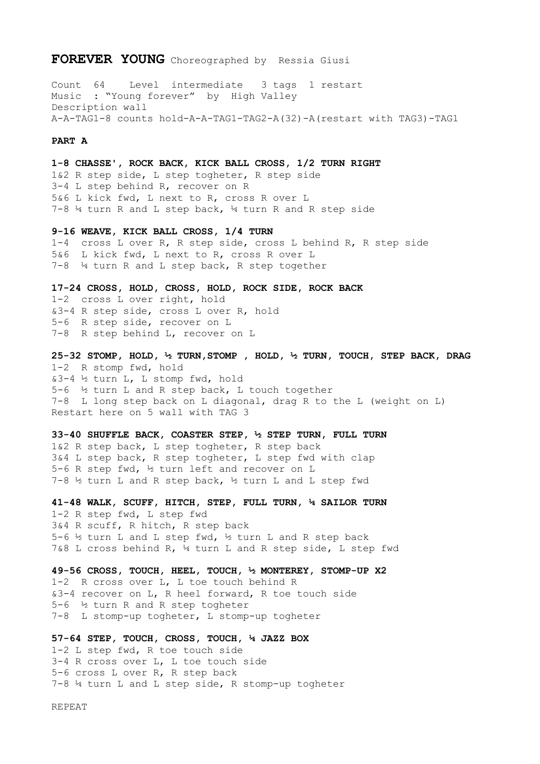# FOREVER YOUNG Choreographed by Ressia Giusi

Count 64 Level intermediate 3 tags 1 restart
Music : "Young forever" by High Valley
Description wall
A-A-TAG1-8 counts hold-A-A-TAG1-TAG2-A(32)-A(restart with TAG3)-TAG1

**PART A**

**1-8 CHASSE', ROCK BACK, KICK BALL CROSS, 1/2 TURN RIGHT**
1&2 R step side, L step togheter, R step side
3-4 L step behind R, recover on R
5&6 L kick fwd, L next to R, cross R over L
7-8 ¼ turn R and L step back, ¼ turn R and R step side

**9-16 WEAVE, KICK BALL CROSS, 1/4 TURN**
1-4 cross L over R, R step side, cross L behind R, R step side
5&6 L kick fwd, L next to R, cross R over L
7-8 ¼ turn R and L step back, R step together

**17-24 CROSS, HOLD, CROSS, HOLD, ROCK SIDE, ROCK BACK**
1-2 cross L over right, hold
&3-4 R step side, cross L over R, hold
5-6 R step side, recover on L
7-8 R step behind L, recover on L

**25-32 STOMP, HOLD, ½ TURN,STOMP , HOLD, ½ TURN, TOUCH, STEP BACK, DRAG**
1-2 R stomp fwd, hold
&3-4 ½ turn L, L stomp fwd, hold
5-6 ½ turn L and R step back, L touch together
7-8 L long step back on L diagonal, drag R to the L (weight on L)
Restart here on 5 wall with TAG 3

**33-40 SHUFFLE BACK, COASTER STEP, ½ STEP TURN, FULL TURN**
1&2 R step back, L step togheter, R step back
3&4 L step back, R step togheter, L step fwd with clap
5-6 R step fwd, ½ turn left and recover on L
7-8 ½ turn L and R step back, ½ turn L and L step fwd

**41-48 WALK, SCUFF, HITCH, STEP, FULL TURN, ¼ SAILOR TURN**
1-2 R step fwd, L step fwd
3&4 R scuff, R hitch, R step back
5-6 ½ turn L and L step fwd, ½ turn L and R step back
7&8 L cross behind R, ¼ turn L and R step side, L step fwd

**49-56 CROSS, TOUCH, HEEL, TOUCH, ½ MONTEREY, STOMP-UP X2**
1-2 R cross over L, L toe touch behind R
&3-4 recover on L, R heel forward, R toe touch side
5-6 ½ turn R and R step togheter
7-8 L stomp-up togheter, L stomp-up togheter

**57-64 STEP, TOUCH, CROSS, TOUCH, ¼ JAZZ BOX**
1-2 L step fwd, R toe touch side
3-4 R cross over L, L toe touch side
5-6 cross L over R, R step back
7-8 ¼ turn L and L step side, R stomp-up togheter

REPEAT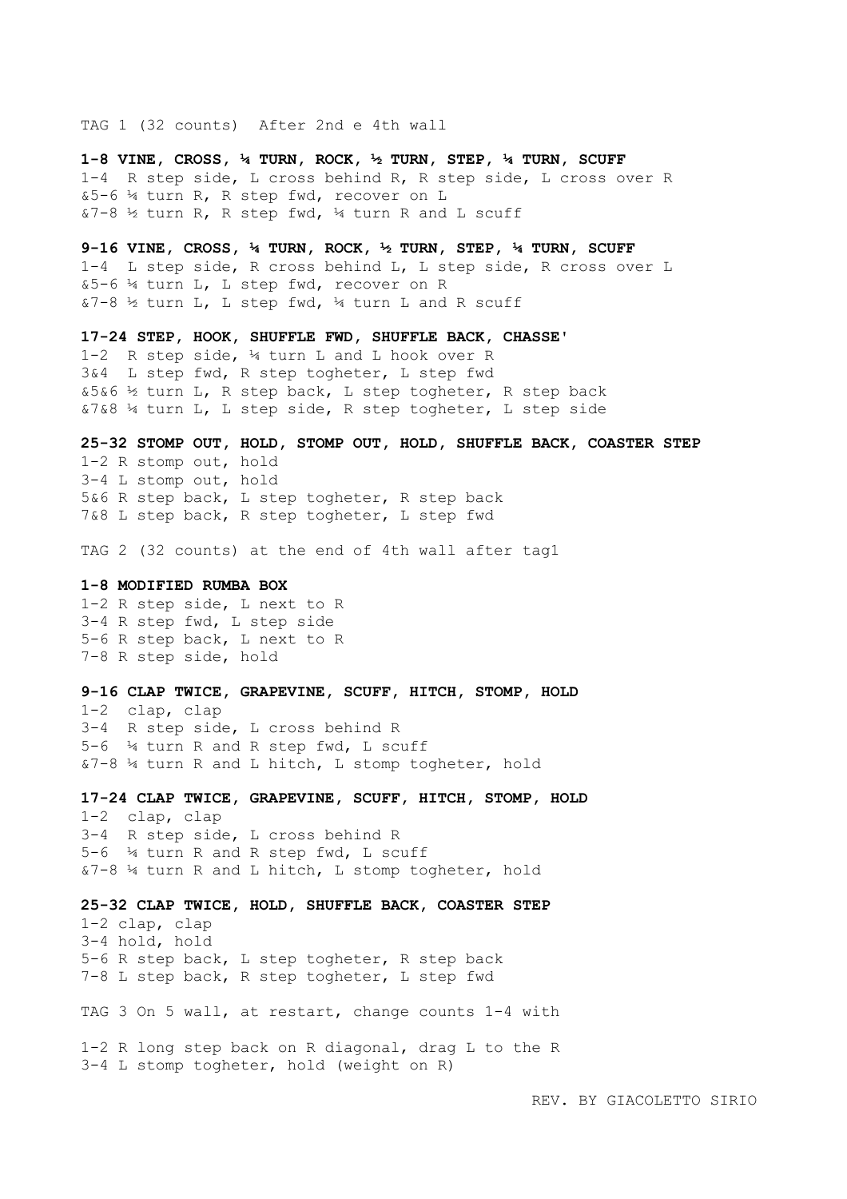TAG 1 (32 counts) After 2nd e 4th wall

**1-8 VINE, CROSS, ¼ TURN, ROCK, ½ TURN, STEP, ¼ TURN, SCUFF**
1-4 R step side, L cross behind R, R step side, L cross over R
&5-6 ¼ turn R, R step fwd, recover on L
&7-8 ½ turn R, R step fwd, ¼ turn R and L scuff

**9-16 VINE, CROSS, ¼ TURN, ROCK, ½ TURN, STEP, ¼ TURN, SCUFF**
1-4 L step side, R cross behind L, L step side, R cross over L
&5-6 ¼ turn L, L step fwd, recover on R
&7-8 ½ turn L, L step fwd, ¼ turn L and R scuff

**17-24 STEP, HOOK, SHUFFLE FWD, SHUFFLE BACK, CHASSE'**
1-2 R step side, ¼ turn L and L hook over R
3&4 L step fwd, R step togheter, L step fwd
&5&6 ½ turn L, R step back, L step togheter, R step back
&7&8 ¼ turn L, L step side, R step togheter, L step side

**25-32 STOMP OUT, HOLD, STOMP OUT, HOLD, SHUFFLE BACK, COASTER STEP**
1-2 R stomp out, hold
3-4 L stomp out, hold
5&6 R step back, L step togheter, R step back
7&8 L step back, R step togheter, L step fwd

TAG 2 (32 counts) at the end of 4th wall after tag1

**1-8 MODIFIED RUMBA BOX**
1-2 R step side, L next to R
3-4 R step fwd, L step side
5-6 R step back, L next to R
7-8 R step side, hold

**9-16 CLAP TWICE, GRAPEVINE, SCUFF, HITCH, STOMP, HOLD**
1-2 clap, clap
3-4 R step side, L cross behind R
5-6 ¼ turn R and R step fwd, L scuff
&7-8 ¼ turn R and L hitch, L stomp togheter, hold

**17-24 CLAP TWICE, GRAPEVINE, SCUFF, HITCH, STOMP, HOLD**
1-2 clap, clap
3-4 R step side, L cross behind R
5-6 ¼ turn R and R step fwd, L scuff
&7-8 ¼ turn R and L hitch, L stomp togheter, hold

**25-32 CLAP TWICE, HOLD, SHUFFLE BACK, COASTER STEP**
1-2 clap, clap
3-4 hold, hold
5-6 R step back, L step togheter, R step back
7-8 L step back, R step togheter, L step fwd

TAG 3 On 5 wall, at restart, change counts 1-4 with

1-2 R long step back on R diagonal, drag L to the R
3-4 L stomp togheter, hold (weight on R)

REV. BY GIACOLETTO SIRIO